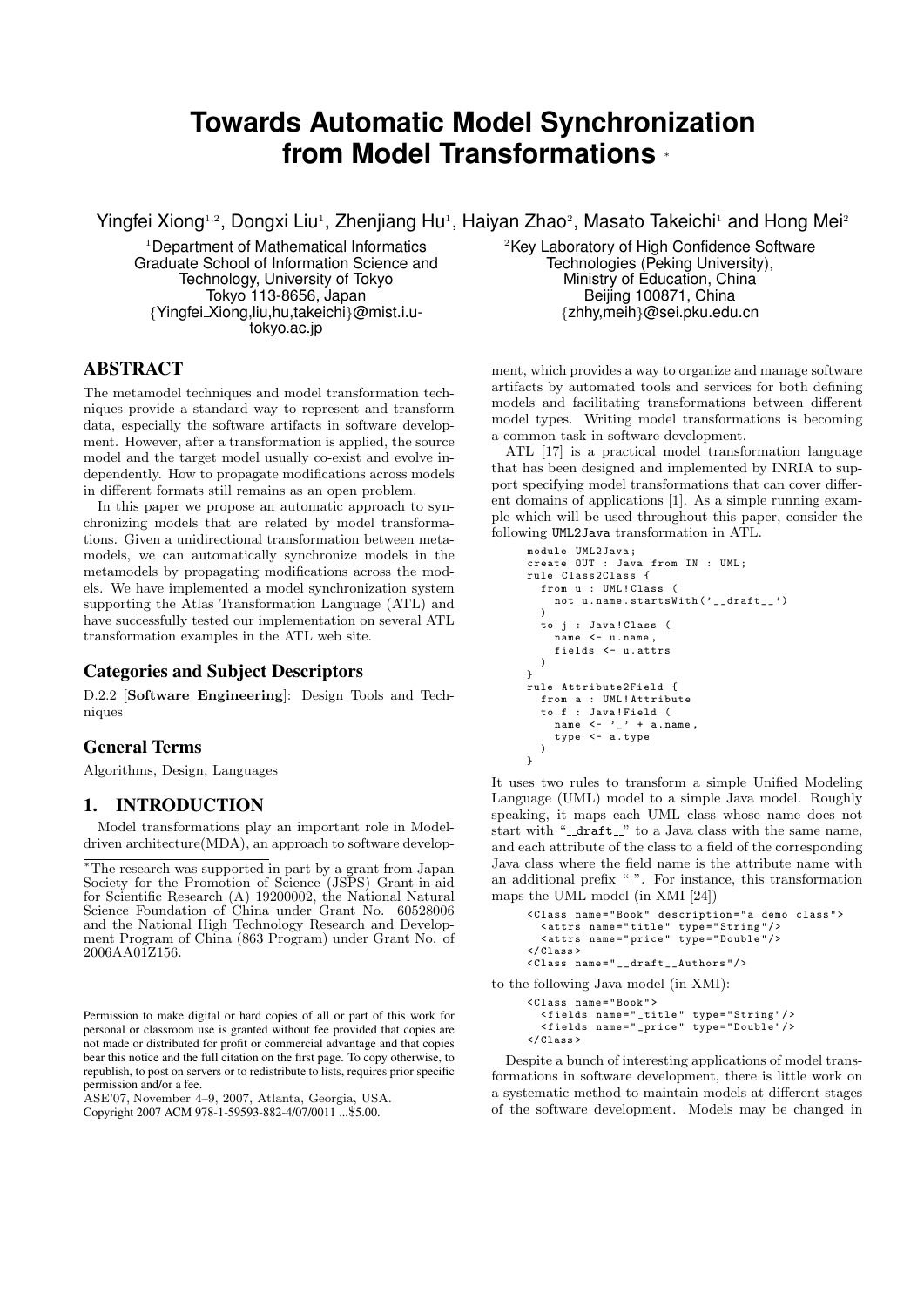# Towards Automatic Model Synchronization from Model Transformations *

Yingfei Xiong[1,2], Dongxi Liu[1], Zhenjiang Hu[1], Haiyan Zhao[2], Masato Takeichi[1] and Hong Mei[2]

[1]Department of Mathematical Informatics
Graduate School of Information Science and Technology, University of Tokyo
Tokyo 113-8656, Japan
{Yingfei_Xiong,liu,hu,takeichi}@mist.i.u-tokyo.ac.jp

[2]Key Laboratory of High Confidence Software Technologies (Peking University),
Ministry of Education, China
Beijing 100871, China
{zhhy,meih}@sei.pku.edu.cn

## ABSTRACT

The metamodel techniques and model transformation techniques provide a standard way to represent and transform data, especially the software artifacts in software development. However, after a transformation is applied, the source model and the target model usually co-exist and evolve independently. How to propagate modifications across models in different formats still remains as an open problem.

In this paper we propose an automatic approach to synchronizing models that are related by model transformations. Given a unidirectional transformation between metamodels, we can automatically synchronize models in the metamodels by propagating modifications across the models. We have implemented a model synchronization system supporting the Atlas Transformation Language (ATL) and have successfully tested our implementation on several ATL transformation examples in the ATL web site.

### Categories and Subject Descriptors

D.2.2 [**Software Engineering**]: Design Tools and Techniques

### General Terms

Algorithms, Design, Languages

## 1. INTRODUCTION

Model transformations play an important role in Model-driven architecture(MDA), an approach to software development, which provides a way to organize and manage software artifacts by automated tools and services for both defining models and facilitating transformations between different model types. Writing model transformations is becoming a common task in software development.

ATL [17] is a practical model transformation language that has been designed and implemented by INRIA to support specifying model transformations that can cover different domains of applications [1]. As a simple running example which will be used throughout this paper, consider the following UML2Java transformation in ATL.

```
module UML2Java;
create OUT : Java from IN : UML;
rule Class2Class {
  from u : UML!Class (
    not u.name.startsWith('__draft__')
  )
  to j : Java!Class (
    name <- u.name,
    fields <- u.attrs
  )
}
rule Attribute2Field {
  from a : UML!Attribute
  to f : Java!Field (
    name <- '_' + a.name,
    type <- a.type
  )
}
```

It uses two rules to transform a simple Unified Modeling Language (UML) model to a simple Java model. Roughly speaking, it maps each UML class whose name does not start with "__draft__" to a Java class with the same name, and each attribute of the class to a field of the corresponding Java class where the field name is the attribute name with an additional prefix "_". For instance, this transformation maps the UML model (in XMI [24])

```
<Class name="Book" description="a demo class">
  <attrs name="title" type="String"/>
  <attrs name="price" type="Double"/>
</Class>
<Class name="__draft__Authors"/>
```

to the following Java model (in XMI):

```
<Class name="Book">
  <fields name="_title" type="String"/>
  <fields name="_price" type="Double"/>
</Class>
```

Despite a bunch of interesting applications of model transformations in software development, there is little work on a systematic method to maintain models at different stages of the software development. Models may be changed in

---

*The research was supported in part by a grant from Japan Society for the Promotion of Science (JSPS) Grant-in-aid for Scientific Research (A) 19200002, the National Natural Science Foundation of China under Grant No. 60528006 and the National High Technology Research and Development Program of China (863 Program) under Grant No. of 2006AA01Z156.

Permission to make digital or hard copies of all or part of this work for personal or classroom use is granted without fee provided that copies are not made or distributed for profit or commercial advantage and that copies bear this notice and the full citation on the first page. To copy otherwise, to republish, to post on servers or to redistribute to lists, requires prior specific permission and/or a fee.
ASE'07, November 4–9, 2007, Atlanta, Georgia, USA.
Copyright 2007 ACM 978-1-59593-882-4/07/0011 ...$5.00.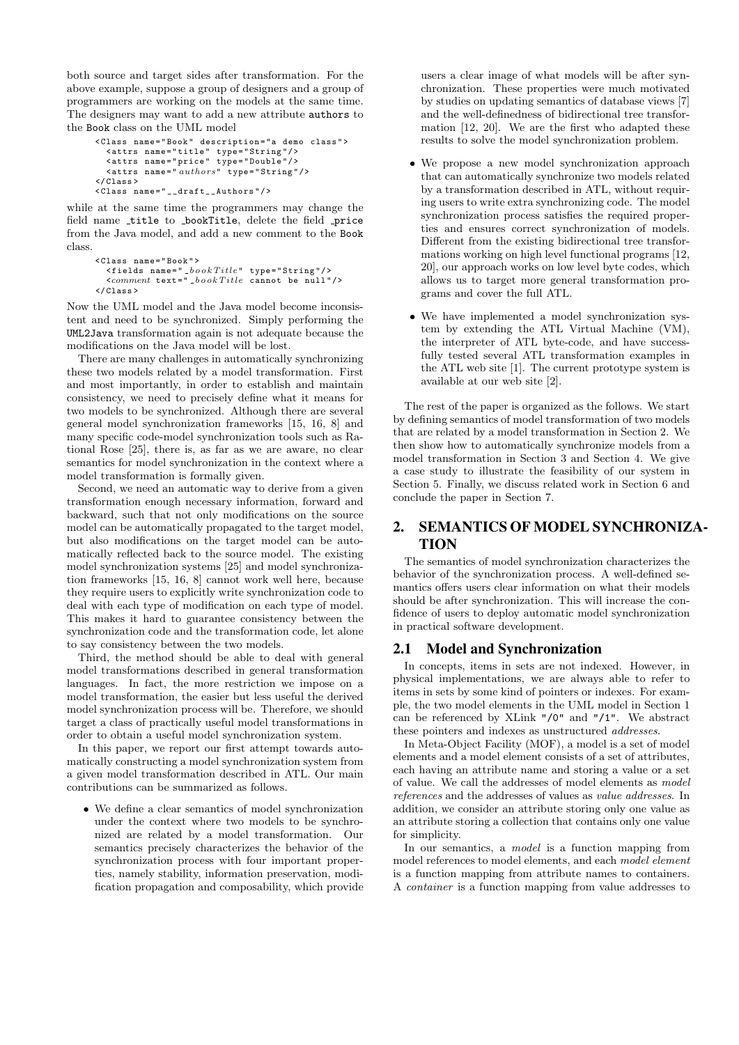both source and target sides after transformation. For the above example, suppose a group of designers and a group of programmers are working on the models at the same time. The designers may want to add a new attribute authors to the Book class on the UML model

```
<Class name="Book" description="a demo class">
  <attrs name="title" type="String"/>
  <attrs name="price" type="Double"/>
  <attrs name="authors" type="String"/>
</Class>
<Class name="__draft__Authors"/>
```

while at the same time the programmers may change the field name _title to _bookTitle, delete the field _price from the Java model, and add a new comment to the Book class.

```
<Class name="Book">
  <fields name="_bookTitle" type="String"/>
  <comment text="_bookTitle cannot be null"/>
</Class>
```

Now the UML model and the Java model become inconsistent and need to be synchronized. Simply performing the UML2Java transformation again is not adequate because the modifications on the Java model will be lost.

There are many challenges in automatically synchronizing these two models related by a model transformation. First and most importantly, in order to establish and maintain consistency, we need to precisely define what it means for two models to be synchronized. Although there are several general model synchronization frameworks [15, 16, 8] and many specific code-model synchronization tools such as Rational Rose [25], there is, as far as we are aware, no clear semantics for model synchronization in the context where a model transformation is formally given.

Second, we need an automatic way to derive from a given transformation enough necessary information, forward and backward, such that not only modifications on the source model can be automatically propagated to the target model, but also modifications on the target model can be automatically reflected back to the source model. The existing model synchronization systems [25] and model synchronization frameworks [15, 16, 8] cannot work well here, because they require users to explicitly write synchronization code to deal with each type of modification on each type of model. This makes it hard to guarantee consistency between the synchronization code and the transformation code, let alone to say consistency between the two models.

Third, the method should be able to deal with general model transformations described in general transformation languages. In fact, the more restriction we impose on a model transformation, the easier but less useful the derived model synchronization process will be. Therefore, we should target a class of practically useful model transformations in order to obtain a useful model synchronization system.

In this paper, we report our first attempt towards automatically constructing a model synchronization system from a given model transformation described in ATL. Our main contributions can be summarized as follows.

- We define a clear semantics of model synchronization under the context where two models to be synchronized are related by a model transformation. Our semantics precisely characterizes the behavior of the synchronization process with four important properties, namely stability, information preservation, modification propagation and composability, which provide users a clear image of what models will be after synchronization. These properties were much motivated by studies on updating semantics of database views [7] and the well-definedness of bidirectional tree transformation [12, 20]. We are the first who adapted these results to solve the model synchronization problem.
- We propose a new model synchronization approach that can automatically synchronize two models related by a transformation described in ATL, without requiring users to write extra synchronizing code. The model synchronization process satisfies the required properties and ensures correct synchronization of models. Different from the existing bidirectional tree transformations working on high level functional programs [12, 20], our approach works on low level byte codes, which allows us to target more general transformation programs and cover the full ATL.
- We have implemented a model synchronization system by extending the ATL Virtual Machine (VM), the interpreter of ATL byte-code, and have successfully tested several ATL transformation examples in the ATL web site [1]. The current prototype system is available at our web site [2].

The rest of the paper is organized as the follows. We start by defining semantics of model transformation of two models that are related by a model transformation in Section 2. We then show how to automatically synchronize models from a model transformation in Section 3 and Section 4. We give a case study to illustrate the feasibility of our system in Section 5. Finally, we discuss related work in Section 6 and conclude the paper in Section 7.

## 2. SEMANTICS OF MODEL SYNCHRONIZATION

The semantics of model synchronization characterizes the behavior of the synchronization process. A well-defined semantics offers users clear information on what their models should be after synchronization. This will increase the confidence of users to deploy automatic model synchronization in practical software development.

### 2.1 Model and Synchronization

In concepts, items in sets are not indexed. However, in physical implementations, we are always able to refer to items in sets by some kind of pointers or indexes. For example, the two model elements in the UML model in Section 1 can be referenced by XLink "/0" and "/1". We abstract these pointers and indexes as unstructured *addresses*.

In Meta-Object Facility (MOF), a model is a set of model elements and a model element consists of a set of attributes, each having an attribute name and storing a value or a set of value. We call the addresses of model elements as *model references* and the addresses of values as *value addresses*. In addition, we consider an attribute storing only one value as an attribute storing a collection that contains only one value for simplicity.

In our semantics, a *model* is a function mapping from model references to model elements, and each *model element* is a function mapping from attribute names to containers. A *container* is a function mapping from value addresses to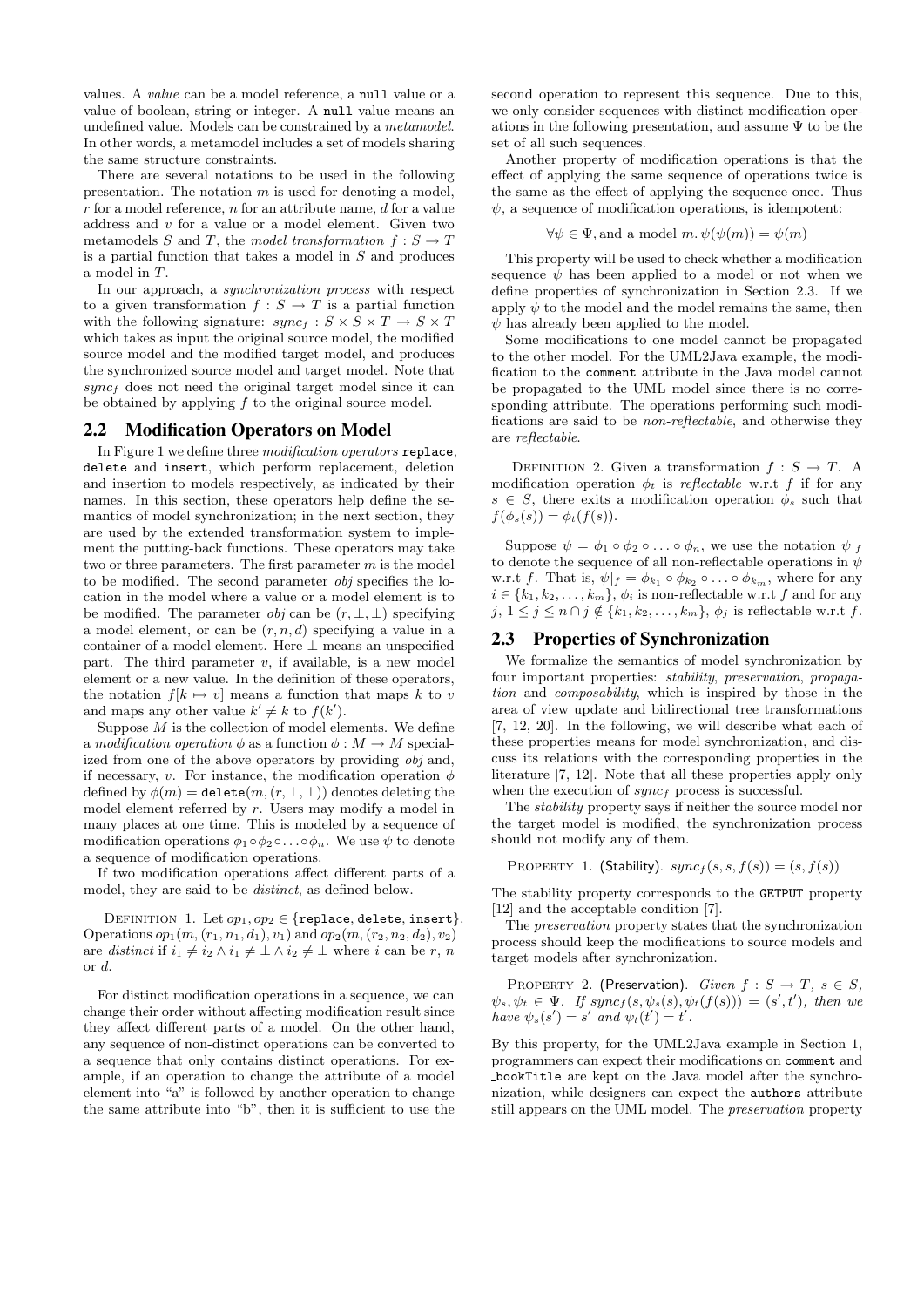values. A *value* can be a model reference, a `null` value or a value of boolean, string or integer. A `null` value means an undefined value. Models can be constrained by a *metamodel*. In other words, a metamodel includes a set of models sharing the same structure constraints.

There are several notations to be used in the following presentation. The notation $m$ is used for denoting a model, $r$ for a model reference, $n$ for an attribute name, $d$ for a value address and $v$ for a value or a model element. Given two metamodels $S$ and $T$, the *model transformation* $f : S \rightarrow T$ is a partial function that takes a model in $S$ and produces a model in $T$.

In our approach, a *synchronization process* with respect to a given transformation $f : S \rightarrow T$ is a partial function with the following signature: $sync_f : S \times S \times T \rightarrow S \times T$ which takes as input the original source model, the modified source model and the modified target model, and produces the synchronized source model and target model. Note that $sync_f$ does not need the original target model since it can be obtained by applying $f$ to the original source model.

## 2.2 Modification Operators on Model

In Figure 1 we define three *modification operators* `replace`, `delete` and `insert`, which perform replacement, deletion and insertion to models respectively, as indicated by their names. In this section, these operators help define the semantics of model synchronization; in the next section, they are used by the extended transformation system to implement the putting-back functions. These operators may take two or three parameters. The first parameter $m$ is the model to be modified. The second parameter *obj* specifies the location in the model where a value or a model element is to be modified. The parameter *obj* can be $(r, \bot, \bot)$ specifying a model element, or can be $(r, n, d)$ specifying a value in a container of a model element. Here $\bot$ means an unspecified part. The third parameter $v$, if available, is a new model element or a new value. In the definition of these operators, the notation $f[k \mapsto v]$ means a function that maps $k$ to $v$ and maps any other value $k' \neq k$ to $f(k')$.

Suppose $M$ is the collection of model elements. We define a *modification operation* $\phi$ as a function $\phi : M \rightarrow M$ specialized from one of the above operators by providing *obj* and, if necessary, $v$. For instance, the modification operation $\phi$ defined by $\phi(m) = \texttt{delete}(m, (r, \bot, \bot))$ denotes deleting the model element referred by $r$. Users may modify a model in many places at one time. This is modeled by a sequence of modification operations $\phi_1 \circ \phi_2 \circ \ldots \circ \phi_n$. We use $\psi$ to denote a sequence of modification operations.

If two modification operations affect different parts of a model, they are said to be *distinct*, as defined below.

Definition 1. Let $op_1, op_2 \in \{\texttt{replace}, \texttt{delete}, \texttt{insert}\}$. Operations $op_1(m, (r_1, n_1, d_1), v_1)$ and $op_2(m, (r_2, n_2, d_2), v_2)$ are *distinct* if $i_1 \neq i_2 \wedge i_1 \neq \bot \wedge i_2 \neq \bot$ where $i$ can be $r$, $n$ or $d$.

For distinct modification operations in a sequence, we can change their order without affecting modification result since they affect different parts of a model. On the other hand, any sequence of non-distinct operations can be converted to a sequence that only contains distinct operations. For example, if an operation to change the attribute of a model element into "a" is followed by another operation to change the same attribute into "b", then it is sufficient to use the second operation to represent this sequence. Due to this, we only consider sequences with distinct modification operations in the following presentation, and assume $\Psi$ to be the set of all such sequences.

Another property of modification operations is that the effect of applying the same sequence of operations twice is the same as the effect of applying the sequence once. Thus $\psi$, a sequence of modification operations, is idempotent:

$$\forall \psi \in \Psi, \text{and a model } m.\, \psi(\psi(m)) = \psi(m)$$

This property will be used to check whether a modification sequence $\psi$ has been applied to a model or not when we define properties of synchronization in Section 2.3. If we apply $\psi$ to the model and the model remains the same, then $\psi$ has already been applied to the model.

Some modifications to one model cannot be propagated to the other model. For the UML2Java example, the modification to the `comment` attribute in the Java model cannot be propagated to the UML model since there is no corresponding attribute. The operations performing such modifications are said to be *non-reflectable*, and otherwise they are *reflectable*.

Definition 2. Given a transformation $f : S \rightarrow T$. A modification operation $\phi_t$ is *reflectable* w.r.t $f$ if for any $s \in S$, there exits a modification operation $\phi_s$ such that $f(\phi_s(s)) = \phi_t(f(s))$.

Suppose $\psi = \phi_1 \circ \phi_2 \circ \ldots \circ \phi_n$, we use the notation $\psi|_f$ to denote the sequence of all non-reflectable operations in $\psi$ w.r.t $f$. That is, $\psi|_f = \phi_{k_1} \circ \phi_{k_2} \circ \ldots \circ \phi_{k_m}$, where for any $i \in \{k_1, k_2, \ldots, k_m\}$, $\phi_i$ is non-reflectable w.r.t $f$ and for any $j$, $1 \leq j \leq n \cap j \notin \{k_1, k_2, \ldots, k_m\}$, $\phi_j$ is reflectable w.r.t $f$.

## 2.3 Properties of Synchronization

We formalize the semantics of model synchronization by four important properties: *stability*, *preservation*, *propagation* and *composability*, which is inspired by those in the area of view update and bidirectional tree transformations [7, 12, 20]. In the following, we will describe what each of these properties means for model synchronization, and discuss its relations with the corresponding properties in the literature [7, 12]. Note that all these properties apply only when the execution of $sync_f$ process is successful.

The *stability* property says if neither the source model nor the target model is modified, the synchronization process should not modify any of them.

Property 1. (**Stability**). $sync_f(s, s, f(s)) = (s, f(s))$

The stability property corresponds to the `GETPUT` property [12] and the acceptable condition [7].

The *preservation* property states that the synchronization process should keep the modifications to source models and target models after synchronization.

Property 2. (**Preservation**). *Given* $f : S \rightarrow T$, $s \in S$, $\psi_s, \psi_t \in \Psi$. *If* $sync_f(s, \psi_s(s), \psi_t(f(s))) = (s', t')$, *then we have* $\psi_s(s') = s'$ *and* $\psi_t(t') = t'$.

By this property, for the UML2Java example in Section 1, programmers can expect their modifications on `comment` and `_bookTitle` are kept on the Java model after the synchronization, while designers can expect the `authors` attribute still appears on the UML model. The *preservation* property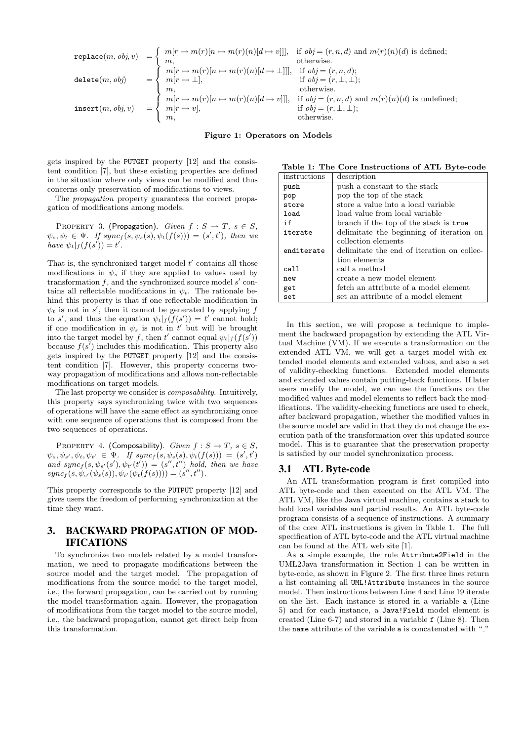$$
\texttt{replace}(m, obj, v) = \begin{cases} m[r \mapsto m(r)[n \mapsto m(r)(n)[d \mapsto v]]], & \text{if } obj = (r, n, d) \text{ and } m(r)(n)(d) \text{ is defined;} \\ m, & \text{otherwise.} \end{cases}
$$

$$
\texttt{delete}(m, obj) = \begin{cases} m[r \mapsto m(r)[n \mapsto m(r)(n)[d \mapsto \bot]]], & \text{if } obj = (r, n, d); \\ m[r \mapsto \bot], & \text{if } obj = (r, \bot, \bot); \\ m, & \text{otherwise.} \end{cases}
$$

$$
\texttt{insert}(m, obj, v) = \begin{cases} m[r \mapsto m(r)[n \mapsto m(r)(n)[d \mapsto v]]], & \text{if } obj = (r, n, d) \text{ and } m(r)(n)(d) \text{ is undefined;} \\ m[r \mapsto v], & \text{if } obj = (r, \bot, \bot); \\ m, & \text{otherwise.} \end{cases}
$$

**Figure 1: Operators on Models**

gets inspired by the PUTGET property [12] and the consistent condition [7], but these existing properties are defined in the situation where only views can be modified and thus concerns only preservation of modifications to views.

The *propagation* property guarantees the correct propagation of modifications among models.

PROPERTY 3. (Propagation). *Given $f : S \to T$, $s \in S$, $\psi_s, \psi_t \in \Psi$. If $sync_f(s, \psi_s(s), \psi_t(f(s))) = (s', t')$, then we have $\psi_t|_f(f(s')) = t'$.*

That is, the synchronized target model $t'$ contains all those modifications in $\psi_s$ if they are applied to values used by transformation $f$, and the synchronized source model $s'$ contains all reflectable modifications in $\psi_t$. The rationale behind this property is that if one reflectable modification in $\psi_t$ is not in $s'$, then it cannot be generated by applying $f$ to $s'$, and thus the equation $\psi_t|_f(f(s')) = t'$ cannot hold; if one modification in $\psi_s$ is not in $t'$ but will be brought into the target model by $f$, then $t'$ cannot equal $\psi_t|_f(f(s'))$ because $f(s')$ includes this modification. This property also gets inspired by the PUTGET property [12] and the consistent condition [7]. However, this property concerns two-way propagation of modifications and allows non-reflectable modifications on target models.

The last property we consider is *composability*. Intuitively, this property says synchronizing twice with two sequences of operations will have the same effect as synchronizing once with one sequence of operations that is composed from the two sequences of operations.

PROPERTY 4. (Composability). *Given $f : S \to T$, $s \in S$, $\psi_s, \psi_{s'}, \psi_t, \psi_{t'} \in \Psi$. If $sync_f(s, \psi_s(s), \psi_t(f(s))) = (s', t')$ and $sync_f(s, \psi_{s'}(s'), \psi_{t'}(t')) = (s'', t'')$ hold, then we have $sync_f(s, \psi_{s'}(\psi_s(s)), \psi_{t'}(\psi_t(f(s)))) = (s'', t'')$.*

This property corresponds to the PUTPUT property [12] and gives users the freedom of performing synchronization at the time they want.

## 3. BACKWARD PROPAGATION OF MODIFICATIONS

To synchronize two models related by a model transformation, we need to propagate modifications between the source model and the target model. The propagation of modifications from the source model to the target model, i.e., the forward propagation, can be carried out by running the model transformation again. However, the propagation of modifications from the target model to the source model, i.e., the backward propagation, cannot get direct help from this transformation.

**Table 1: The Core Instructions of ATL Byte-code**

| instructions | description |
|---|---|
| push | push a constant to the stack |
| pop | pop the top of the stack |
| store | store a value into a local variable |
| load | load value from local variable |
| if | branch if the top of the stack is true |
| iterate | delimitate the beginning of iteration on collection elements |
| enditerate | delimitate the end of iteration on collection elements |
| call | call a method |
| new | create a new model element |
| get | fetch an attribute of a model element |
| set | set an attribute of a model element |

In this section, we will propose a technique to implement the backward propagation by extending the ATL Virtual Machine (VM). If we execute a transformation on the extended ATL VM, we will get a target model with extended model elements and extended values, and also a set of validity-checking functions. Extended model elements and extended values contain putting-back functions. If later users modify the model, we can use the functions on the modified values and model elements to reflect back the modifications. The validity-checking functions are used to check, after backward propagation, whether the modified values in the source model are valid in that they do not change the execution path of the transformation over this updated source model. This is to guarantee that the preservation property is satisfied by our model synchronization process.

### 3.1 ATL Byte-code

An ATL transformation program is first compiled into ATL byte-code and then executed on the ATL VM. The ATL VM, like the Java virtual machine, contains a stack to hold local variables and partial results. An ATL byte-code program consists of a sequence of instructions. A summary of the core ATL instructions is given in Table 1. The full specification of ATL byte-code and the ATL virtual machine can be found at the ATL web site [1].

As a simple example, the rule Attribute2Field in the UML2Java transformation in Section 1 can be written in byte-code, as shown in Figure 2. The first three lines return a list containing all UML!Attribute instances in the source model. Then instructions between Line 4 and Line 19 iterate on the list. Each instance is stored in a variable a (Line 5) and for each instance, a Java!Field model element is created (Line 6-7) and stored in a variable f (Line 8). Then the name attribute of the variable a is concatenated with "_"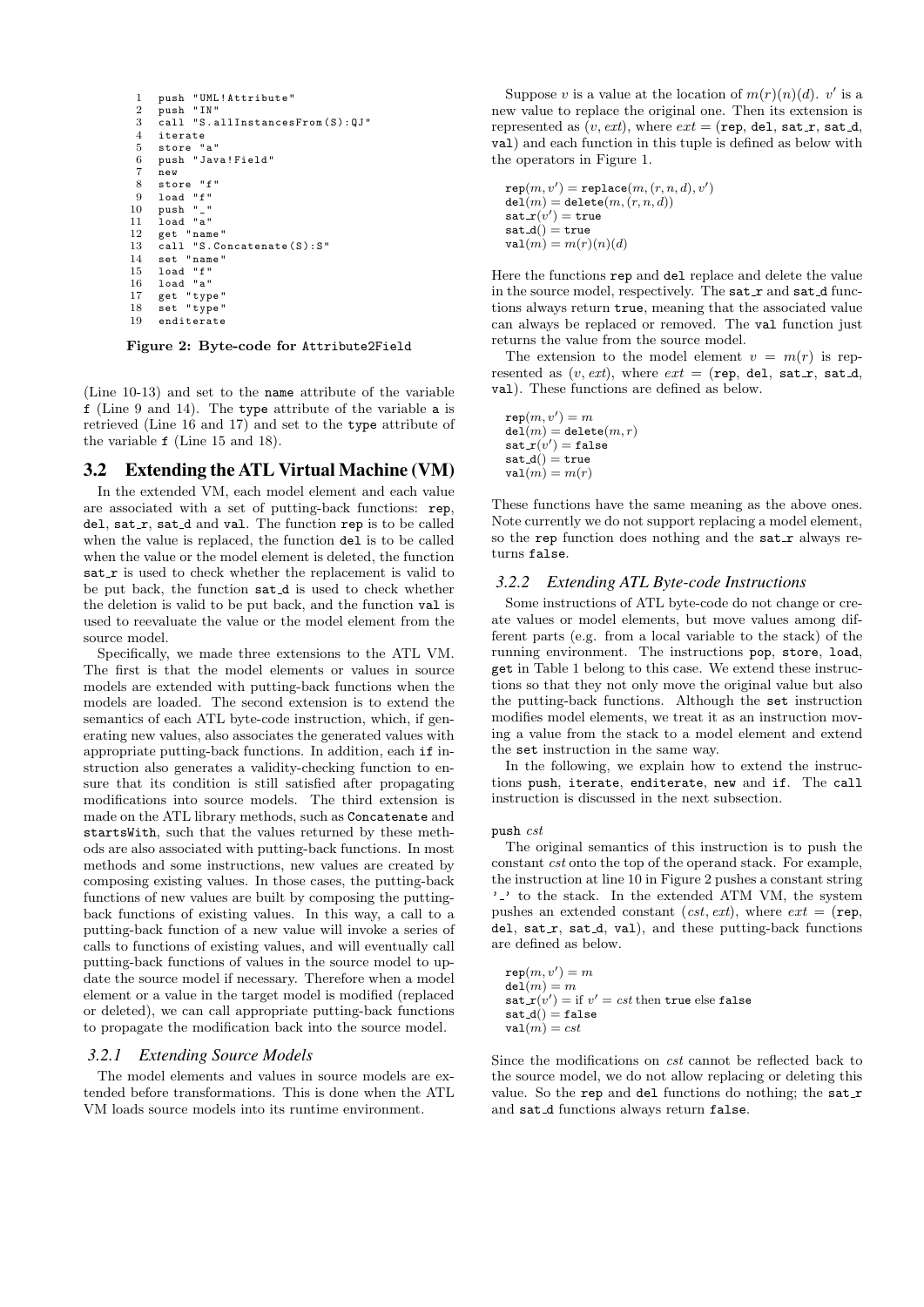```
1   push "UML!Attribute"
2   push "IN"
3   call "S.allInstancesFrom(S):QJ"
4   iterate
5   store "a"
6   push "Java!Field"
7   new
8   store "f"
9   load "f"
10  push "_"
11  load "a"
12  get "name"
13  call "S.Concatenate(S):S"
14  set "name"
15  load "f"
16  load "a"
17  get "type"
18  set "type"
19  enditerate
```

**Figure 2: Byte-code for Attribute2Field**

(Line 10-13) and set to the name attribute of the variable f (Line 9 and 14). The type attribute of the variable a is retrieved (Line 16 and 17) and set to the type attribute of the variable f (Line 15 and 18).

## 3.2 Extending the ATL Virtual Machine (VM)

In the extended VM, each model element and each value are associated with a set of putting-back functions: rep, del, sat_r, sat_d and val. The function rep is to be called when the value is replaced, the function del is to be called when the value or the model element is deleted, the function sat_r is used to check whether the replacement is valid to be put back, the function sat_d is used to check whether the deletion is valid to be put back, and the function val is used to reevaluate the value or the model element from the source model.

Specifically, we made three extensions to the ATL VM. The first is that the model elements or values in source models are extended with putting-back functions when the models are loaded. The second extension is to extend the semantics of each ATL byte-code instruction, which, if generating new values, also associates the generated values with appropriate putting-back functions. In addition, each if instruction also generates a validity-checking function to ensure that its condition is still satisfied after propagating modifications into source models. The third extension is made on the ATL library methods, such as Concatenate and startsWith, such that the values returned by these methods are also associated with putting-back functions. In most methods and some instructions, new values are created by composing existing values. In those cases, the putting-back functions of new values are built by composing the putting-back functions of existing values. In this way, a call to a putting-back function of a new value will invoke a series of calls to functions of existing values, and will eventually call putting-back functions of values in the source model to update the source model if necessary. Therefore when a model element or a value in the target model is modified (replaced or deleted), we can call appropriate putting-back functions to propagate the modification back into the source model.

### 3.2.1 Extending Source Models

The model elements and values in source models are extended before transformations. This is done when the ATL VM loads source models into its runtime environment.

Suppose $v$ is a value at the location of $m(r)(n)(d)$. $v'$ is a new value to replace the original one. Then its extension is represented as $(v, ext)$, where $ext =$ (rep, del, sat_r, sat_d, val) and each function in this tuple is defined as below with the operators in Figure 1.

$$\begin{aligned}
&\texttt{rep}(m, v') = \texttt{replace}(m, (r, n, d), v')\\
&\texttt{del}(m) = \texttt{delete}(m, (r, n, d))\\
&\texttt{sat\_r}(v') = \texttt{true}\\
&\texttt{sat\_d}() = \texttt{true}\\
&\texttt{val}(m) = m(r)(n)(d)
\end{aligned}$$

Here the functions rep and del replace and delete the value in the source model, respectively. The sat_r and sat_d functions always return true, meaning that the associated value can always be replaced or removed. The val function just returns the value from the source model.

The extension to the model element $v = m(r)$ is represented as $(v, ext)$, where $ext =$ (rep, del, sat_r, sat_d, val). These functions are defined as below.

$$\begin{aligned}
&\texttt{rep}(m, v') = m\\
&\texttt{del}(m) = \texttt{delete}(m, r)\\
&\texttt{sat\_r}(v') = \texttt{false}\\
&\texttt{sat\_d}() = \texttt{true}\\
&\texttt{val}(m) = m(r)
\end{aligned}$$

These functions have the same meaning as the above ones. Note currently we do not support replacing a model element, so the rep function does nothing and the sat_r always returns false.

### 3.2.2 Extending ATL Byte-code Instructions

Some instructions of ATL byte-code do not change or create values or model elements, but move values among different parts (e.g. from a local variable to the stack) of the running environment. The instructions pop, store, load, get in Table 1 belong to this case. We extend these instructions so that they not only move the original value but also the putting-back functions. Although the set instruction modifies model elements, we treat it as an instruction moving a value from the stack to a model element and extend the set instruction in the same way.

In the following, we explain how to extend the instructions push, iterate, enditerate, new and if. The call instruction is discussed in the next subsection.

push *cst*

The original semantics of this instruction is to push the constant *cst* onto the top of the operand stack. For example, the instruction at line 10 in Figure 2 pushes a constant string '_' to the stack. In the extended ATM VM, the system pushes an extended constant $(cst, ext)$, where $ext =$ (rep, del, sat_r, sat_d, val), and these putting-back functions are defined as below.

$$\begin{aligned}
&\texttt{rep}(m, v') = m\\
&\texttt{del}(m) = m\\
&\texttt{sat\_r}(v') = \text{if } v' = cst \text{ then } \texttt{true} \text{ else } \texttt{false}\\
&\texttt{sat\_d}() = \texttt{false}\\
&\texttt{val}(m) = cst
\end{aligned}$$

Since the modifications on *cst* cannot be reflected back to the source model, we do not allow replacing or deleting this value. So the rep and del functions do nothing; the sat_r and sat_d functions always return false.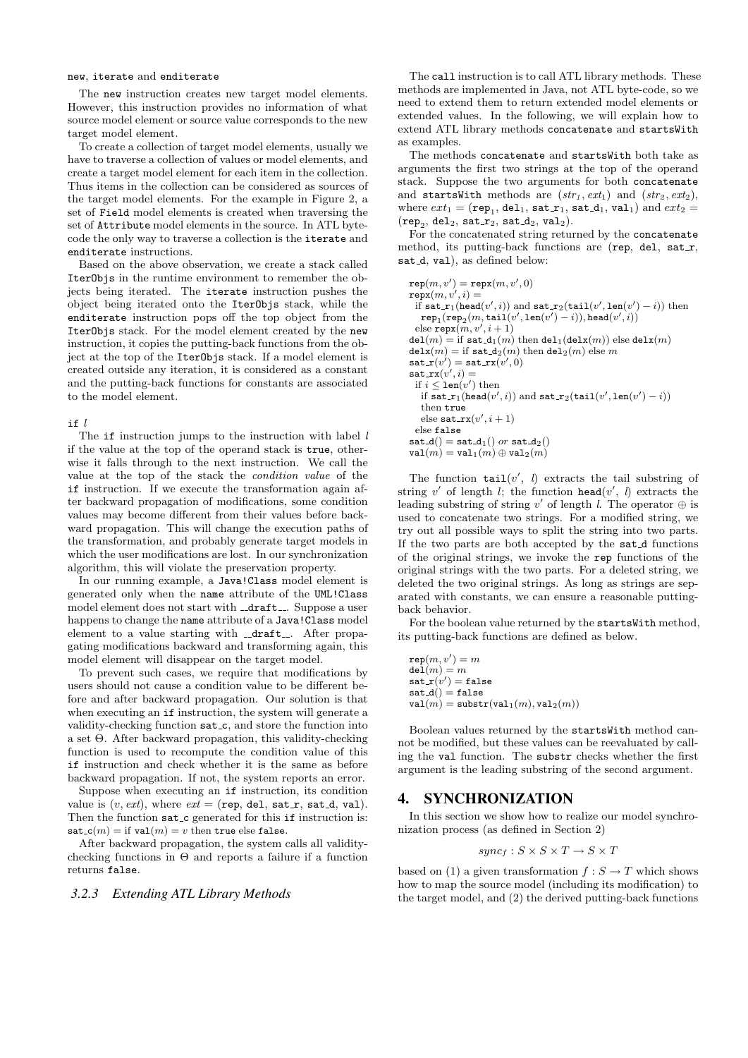new, iterate and enditerate

The new instruction creates new target model elements. However, this instruction provides no information of what source model element or source value corresponds to the new target model element.

To create a collection of target model elements, usually we have to traverse a collection of values or model elements, and create a target model element for each item in the collection. Thus items in the collection can be considered as sources of the target model elements. For the example in Figure 2, a set of Field model elements is created when traversing the set of Attribute model elements in the source. In ATL byte-code the only way to traverse a collection is the iterate and enditerate instructions.

Based on the above observation, we create a stack called IterObjs in the runtime environment to remember the objects being iterated. The iterate instruction pushes the object being iterated onto the IterObjs stack, while the enditerate instruction pops off the top object from the IterObjs stack. For the model element created by the new instruction, it copies the putting-back functions from the object at the top of the IterObjs stack. If a model element is created outside any iteration, it is considered as a constant and the putting-back functions for constants are associated to the model element.

if $l$

The if instruction jumps to the instruction with label $l$ if the value at the top of the operand stack is true, otherwise it falls through to the next instruction. We call the value at the top of the stack the *condition value* of the if instruction. If we execute the transformation again after backward propagation of modifications, some condition values may become different from their values before backward propagation. This will change the execution paths of the transformation, and probably generate target models in which the user modifications are lost. In our synchronization algorithm, this will violate the preservation property.

In our running example, a Java!Class model element is generated only when the name attribute of the UML!Class model element does not start with __draft__. Suppose a user happens to change the name attribute of a Java!Class model element to a value starting with __draft__. After propagating modifications backward and transforming again, this model element will disappear on the target model.

To prevent such cases, we require that modifications by users should not cause a condition value to be different before and after backward propagation. Our solution is that when executing an if instruction, the system will generate a validity-checking function sat_c, and store the function into a set $\Theta$. After backward propagation, this validity-checking function is used to recompute the condition value of this if instruction and check whether it is the same as before backward propagation. If not, the system reports an error.

Suppose when executing an if instruction, its condition value is $(v, ext)$, where $ext$ = (rep, del, sat_r, sat_d, val). Then the function sat_c generated for this if instruction is: sat_c($m$) = if val($m$) = $v$ then true else false.

After backward propagation, the system calls all validity-checking functions in $\Theta$ and reports a failure if a function returns false.

### 3.2.3 Extending ATL Library Methods

The call instruction is to call ATL library methods. These methods are implemented in Java, not ATL byte-code, so we need to extend them to return extended model elements or extended values. In the following, we will explain how to extend ATL library methods concatenate and startsWith as examples.

The methods concatenate and startsWith both take as arguments the first two strings at the top of the operand stack. Suppose the two arguments for both concatenate and startsWith methods are $(str_1, ext_1)$ and $(str_2, ext_2)$, where $ext_1$ = (rep$_1$, del$_1$, sat_r$_1$, sat_d$_1$, val$_1$) and $ext_2$ = (rep$_2$, del$_2$, sat_r$_2$, sat_d$_2$, val$_2$).

For the concatenated string returned by the concatenate method, its putting-back functions are (rep, del, sat_r, sat_d, val), as defined below:

```
rep(m, v') = repx(m, v', 0)
repx(m, v', i) =
  if sat_r1(head(v', i)) and sat_r2(tail(v', len(v') − i)) then
    rep1(rep2(m, tail(v', len(v') − i)), head(v', i))
  else repx(m, v', i + 1)
del(m) = if sat_d1(m) then del1(delx(m)) else delx(m)
delx(m) = if sat_d2(m) then del2(m) else m
sat_r(v') = sat_rx(v', 0)
sat_rx(v', i) =
  if i ≤ len(v') then
    if sat_r1(head(v', i)) and sat_r2(tail(v', len(v') − i))
    then true
    else sat_rx(v', i + 1)
  else false
sat_d() = sat_d1() or sat_d2()
val(m) = val1(m) ⊕ val2(m)
```

The function tail($v'$, $l$) extracts the tail substring of string $v'$ of length $l$; the function head($v'$, $l$) extracts the leading substring of string $v'$ of length $l$. The operator $\oplus$ is used to concatenate two strings. For a modified string, we try out all possible ways to split the string into two parts. If the two parts are both accepted by the sat_d functions of the original strings, we invoke the rep functions of the original strings with the two parts. For a deleted string, we deleted the two original strings. As long as strings are separated with constants, we can ensure a reasonable putting-back behavior.

For the boolean value returned by the startsWith method, its putting-back functions are defined as below.

```
rep(m, v') = m
del(m) = m
sat_r(v') = false
sat_d() = false
val(m) = substr(val1(m), val2(m))
```

Boolean values returned by the startsWith method cannot be modified, but these values can be reevaluated by calling the val function. The substr checks whether the first argument is the leading substring of the second argument.

## 4. SYNCHRONIZATION

In this section we show how to realize our model synchronization process (as defined in Section 2)

$$sync_f : S \times S \times T \to S \times T$$

based on (1) a given transformation $f : S \to T$ which shows how to map the source model (including its modification) to the target model, and (2) the derived putting-back functions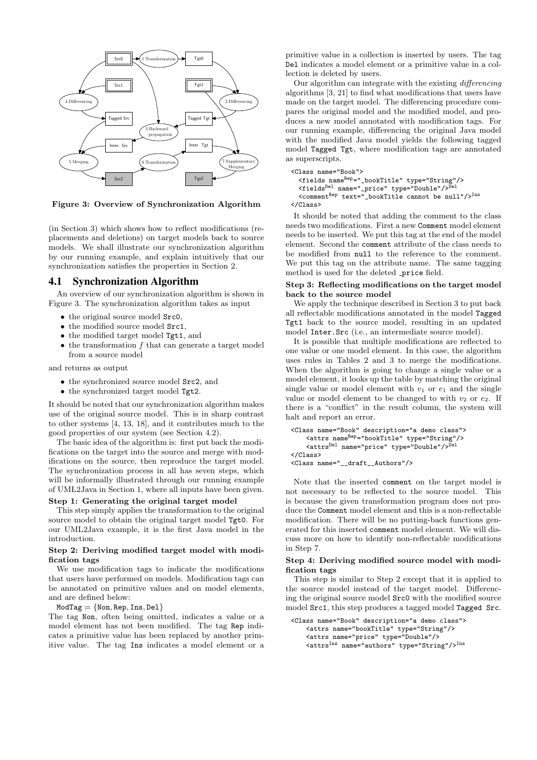Figure 3: Overview of Synchronization Algorithm

(in Section 3) which shows how to reflect modifications (replacements and deletions) on target models back to source models. We shall illustrate our synchronization algorithm by our running example, and explain intuitively that our synchronization satisfies the properties in Section 2.

## 4.1 Synchronization Algorithm

An overview of our synchronization algorithm is shown in Figure 3. The synchronization algorithm takes as input

- the original source model `Src0`,
- the modified source model `Src1`,
- the modified target model `Tgt1`, and
- the transformation $f$ that can generate a target model from a source model

and returns as output

- the synchronized source model `Src2`, and
- the synchronized target model `Tgt2`.

It should be noted that our synchronization algorithm makes use of the original source model. This is in sharp contrast to other systems [4, 13, 18], and it contributes much to the good properties of our system (see Section 4.2).

The basic idea of the algorithm is: first put back the modifications on the target into the source and merge with modifications on the source, then reproduce the target model. The synchronization process in all has seven steps, which will be informally illustrated through our running example of UML2Java in Section 1, where all inputs have been given.

**Step 1: Generating the original target model**

This step simply applies the transformation to the original source model to obtain the original target model `Tgt0`. For our UML2Java example, it is the first Java model in the introduction.

**Step 2: Deriving modified target model with modification tags**

We use modification tags to indicate the modifications that users have performed on models. Modification tags can be annotated on primitive values and on model elements, and are defined below:

$\mathtt{ModTag} = \{\mathtt{Non}, \mathtt{Rep}, \mathtt{Ins}, \mathtt{Del}\}$

The tag `Non`, often being omitted, indicates a value or a model element has not been modified. The tag `Rep` indicates a primitive value has been replaced by another primitive value. The tag `Ins` indicates a model element or a primitive value in a collection is inserted by users. The tag `Del` indicates a model element or a primitive value in a collection is deleted by users.

Our algorithm can integrate with the existing *differencing* algorithms [3, 21] to find what modifications that users have made on the target model. The differencing procedure compares the original model and the modified model, and produces a new model annotated with modification tags. For our running example, differencing the original Java model with the modified Java model yields the following tagged model `Tagged Tgt`, where modification tags are annotated as superscripts.

```
<Class name="Book">
  <fields name^Rep="_bookTitle" type="String"/>
  <fields^Del name="_price" type="Double"/>^Del
  <comment^Rep text="_bookTitle cannot be null"/>^Ins
</Class>
```

It should be noted that adding the comment to the class needs two modifications. First a new `Comment` model element needs to be inserted. We put this tag at the end of the model element. Second the `comment` attribute of the class needs to be modified from `null` to the reference to the comment. We put this tag on the attribute name. The same tagging method is used for the deleted `_price` field.

**Step 3: Reflecting modifications on the target model back to the source model**

We apply the technique described in Section 3 to put back all reflectable modifications annotated in the model `Tagged Tgt1` back to the source model, resulting in an updated model `Inter.Src` (i.e., an intermediate source model).

It is possible that multiple modifications are reflected to one value or one model element. In this case, the algorithm uses rules in Tables 2 and 3 to merge the modifications. When the algorithm is going to change a single value or a model element, it looks up the table by matching the original single value or model element with $v_1$ or $e_1$ and the single value or model element to be changed to with $v_2$ or $e_2$. If there is a "conflict" in the result column, the system will halt and report an error.

```
<Class name="Book" description="a demo class">
    <attrs name^Rep="bookTitle" type="String"/>
    <attrs^Del name="price" type="Double"/>^Del
</Class>
<Class name="__draft__Authors"/>
```

Note that the inserted `comment` on the target model is not necessary to be reflected to the source model. This is because the given transformation program does not produce the `Comment` model element and this is a non-reflectable modification. There will be no putting-back functions generated for this inserted `comment` model element. We will discuss more on how to identify non-reflectable modifications in Step 7.

**Step 4: Deriving modified source model with modification tags**

This step is similar to Step 2 except that it is applied to the source model instead of the target model. Differencing the original source model `Src0` with the modified source model `Src1`, this step produces a tagged model `Tagged Src`.

```
<Class name="Book" description="a demo class">
    <attrs name="bookTitle" type="String"/>
    <attrs name="price" type="Double"/>
    <attrs^Ins name="authors" type="String"/>^Ins
```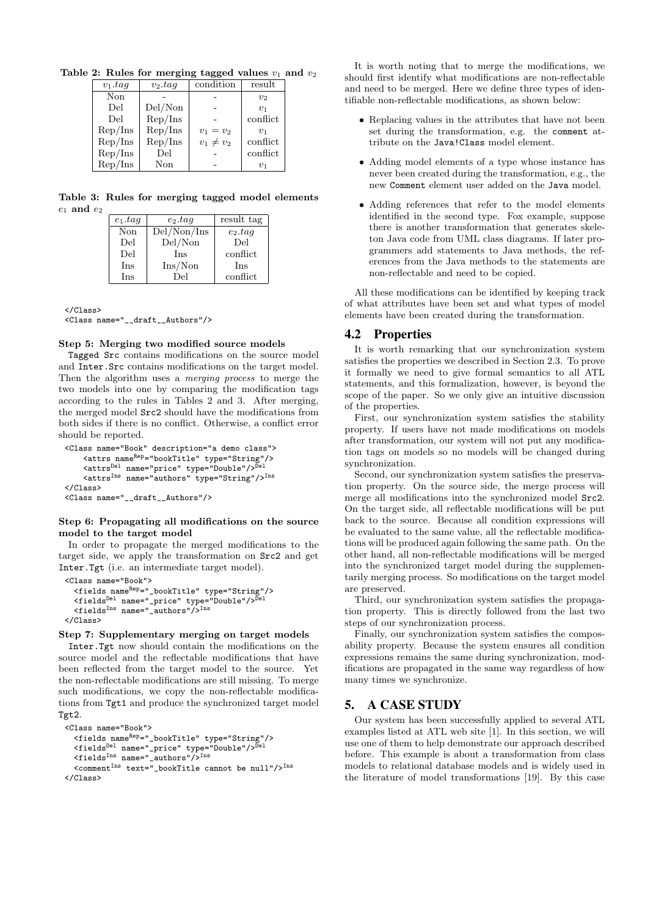**Table 2: Rules for merging tagged values $v_1$ and $v_2$**

| $v_1.tag$ | $v_2.tag$ | condition | result |
|---|---|---|---|
| Non | - | - | $v_2$ |
| Del | Del/Non | - | $v_1$ |
| Del | Rep/Ins | - | conflict |
| Rep/Ins | Rep/Ins | $v_1 = v_2$ | $v_1$ |
| Rep/Ins | Rep/Ins | $v_1 \neq v_2$ | conflict |
| Rep/Ins | Del | - | conflict |
| Rep/Ins | Non | - | $v_1$ |

**Table 3: Rules for merging tagged model elements $e_1$ and $e_2$**

| $e_1.tag$ | $e_2.tag$ | result tag |
|---|---|---|
| Non | Del/Non/Ins | $e_2.tag$ |
| Del | Del/Non | Del |
| Del | Ins | conflict |
| Ins | Ins/Non | Ins |
| Ins | Del | conflict |

```
</Class>
<Class name="__draft__Authors"/>
```

**Step 5: Merging two modified source models**

Tagged Src contains modifications on the source model and Inter.Src contains modifications on the target model. Then the algorithm uses a *merging process* to merge the two models into one by comparing the modification tags according to the rules in Tables 2 and 3. After merging, the merged model Src2 should have the modifications from both sides if there is no conflict. Otherwise, a conflict error should be reported.

```
<Class name="Book" description="a demo class">
    <attrs nameRep="bookTitle" type="String"/>
    <attrsDel name="price" type="Double"/>Del
    <attrsIns name="authors" type="String"/>Ins
</Class>
<Class name="__draft__Authors"/>
```

**Step 6: Propagating all modifications on the source model to the target model**

In order to propagate the merged modifications to the target side, we apply the transformation on Src2 and get Inter.Tgt (i.e. an intermediate target model).

```
<Class name="Book">
  <fields nameRep="_bookTitle" type="String"/>
  <fieldsDel name="_price" type="Double"/>Del
  <fieldsIns name="_authors"/>Ins
</Class>
```

**Step 7: Supplementary merging on target models**

Inter.Tgt now should contain the modifications on the source model and the reflectable modifications that have been reflected from the target model to the source. Yet the non-reflectable modifications are still missing. To merge such modifications, we copy the non-reflectable modifications from Tgt1 and produce the synchronized target model Tgt2.

```
<Class name="Book">
  <fields nameRep="_bookTitle" type="String"/>
  <fieldsDel name="_price" type="Double"/>Del
  <fieldsIns name="_authors"/>Ins
  <commentIns text="_bookTitle cannot be null"/>Ins
</Class>
```

It is worth noting that to merge the modifications, we should first identify what modifications are non-reflectable and need to be merged. Here we define three types of identifiable non-reflectable modifications, as shown below:

- Replacing values in the attributes that have not been set during the transformation, e.g. the comment attribute on the Java!Class model element.
- Adding model elements of a type whose instance has never been created during the transformation, e.g., the new Comment element user added on the Java model.
- Adding references that refer to the model elements identified in the second type. Fox example, suppose there is another transformation that generates skeleton Java code from UML class diagrams. If later programmers add statements to Java methods, the references from the Java methods to the statements are non-reflectable and need to be copied.

All these modifications can be identified by keeping track of what attributes have been set and what types of model elements have been created during the transformation.

## 4.2 Properties

It is worth remarking that our synchronization system satisfies the properties we described in Section 2.3. To prove it formally we need to give formal semantics to all ATL statements, and this formalization, however, is beyond the scope of the paper. So we only give an intuitive discussion of the properties.

First, our synchronization system satisfies the stability property. If users have not made modifications on models after transformation, our system will not put any modification tags on models so no models will be changed during synchronization.

Second, our synchronization system satisfies the preservation property. On the source side, the merge process will merge all modifications into the synchronized model Src2. On the target side, all reflectable modifications will be put back to the source. Because all condition expressions will be evaluated to the same value, all the reflectable modifications will be produced again following the same path. On the other hand, all non-reflectable modifications will be merged into the synchronized target model during the supplementarily merging process. So modifications on the target model are preserved.

Third, our synchronization system satisfies the propagation property. This is directly followed from the last two steps of our synchronization process.

Finally, our synchronization system satisfies the composability property. Because the system ensures all condition expressions remains the same during synchronization, modifications are propagated in the same way regardless of how many times we synchronize.

# 5. A CASE STUDY

Our system has been successfully applied to several ATL examples listed at ATL web site [1]. In this section, we will use one of them to help demonstrate our approach described before. This example is about a transformation from class models to relational database models and is widely used in the literature of model transformations [19]. By this case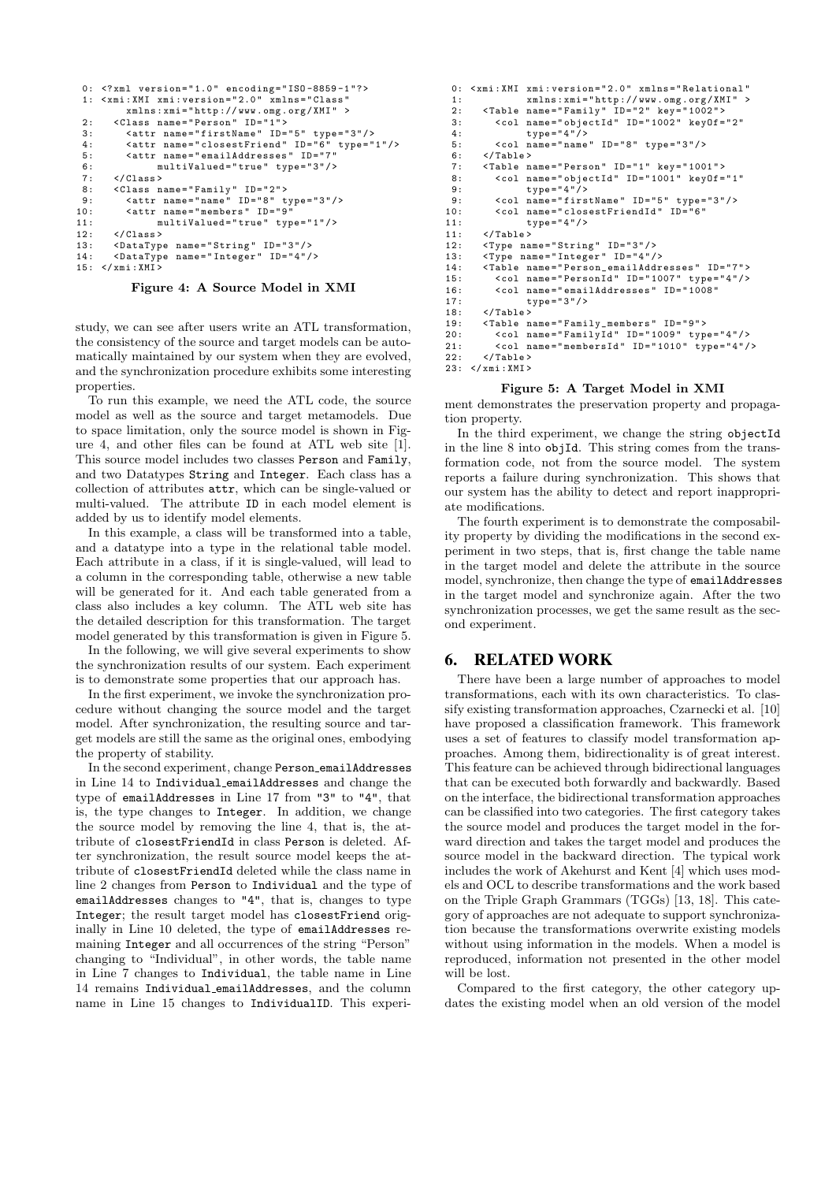```
 0: <?xml version="1.0" encoding="ISO-8859-1"?>
 1: <xmi:XMI xmi:version="2.0" xmlns="Class"
        xmlns:xmi="http://www.omg.org/XMI" >
 2:   <Class name="Person" ID="1">
 3:     <attr name="firstName" ID="5" type="3"/>
 4:     <attr name="closestFriend" ID="6" type="1"/>
 5:     <attr name="emailAddresses" ID="7"
 6:          multiValued="true" type="3"/>
 7:   </Class>
 8:   <Class name="Family" ID="2">
 9:     <attr name="name" ID="8" type="3"/>
10:     <attr name="members" ID="9"
11:          multiValued="true" type="1"/>
12:   </Class>
13:   <DataType name="String" ID="3"/>
14:   <DataType name="Integer" ID="4"/>
15: </xmi:XMI>
```

**Figure 4: A Source Model in XMI**

study, we can see after users write an ATL transformation, the consistency of the source and target models can be automatically maintained by our system when they are evolved, and the synchronization procedure exhibits some interesting properties.

To run this example, we need the ATL code, the source model as well as the source and target metamodels. Due to space limitation, only the source model is shown in Figure 4, and other files can be found at ATL web site [1]. This source model includes two classes `Person` and `Family`, and two Datatypes `String` and `Integer`. Each class has a collection of attributes `attr`, which can be single-valued or multi-valued. The attribute `ID` in each model element is added by us to identify model elements.

In this example, a class will be transformed into a table, and a datatype into a type in the relational table model. Each attribute in a class, if it is single-valued, will lead to a column in the corresponding table, otherwise a new table will be generated for it. And each table generated from a class also includes a key column. The ATL web site has the detailed description for this transformation. The target model generated by this transformation is given in Figure 5.

In the following, we will give several experiments to show the synchronization results of our system. Each experiment is to demonstrate some properties that our approach has.

In the first experiment, we invoke the synchronization procedure without changing the source model and the target model. After synchronization, the resulting source and target models are still the same as the original ones, embodying the property of stability.

In the second experiment, change `Person_emailAddresses` in Line 14 to `Individual_emailAddresses` and change the type of `emailAddresses` in Line 17 from `"3"` to `"4"`, that is, the type changes to `Integer`. In addition, we change the source model by removing the line 4, that is, the attribute of `closestFriendId` in class `Person` is deleted. After synchronization, the result source model keeps the attribute of `closestFriendId` deleted while the class name in line 2 changes from `Person` to `Individual` and the type of `emailAddresses` changes to `"4"`, that is, changes to type `Integer`; the result target model has `closestFriend` originally in Line 10 deleted, the type of `emailAddresses` remaining `Integer` and all occurrences of the string "Person" changing to "Individual", in other words, the table name in Line 7 changes to `Individual`, the table name in Line 14 remains `Individual_emailAddresses`, and the column name in Line 15 changes to `IndividualID`. This experiment demonstrates the preservation property and propagation property.

```
 0: <xmi:XMI xmi:version="2.0" xmlns="Relational"
 1:          xmlns:xmi="http://www.omg.org/XMI" >
 2:   <Table name="Family" ID="2" key="1002">
 3:     <col name="objectId" ID="1002" keyOf="2"
 4:          type="4"/>
 5:     <col name="name" ID="8" type="3"/>
 6:   </Table>
 7:   <Table name="Person" ID="1" key="1001">
 8:     <col name="objectId" ID="1001" keyOf="1"
 9:          type="4"/>
 9:     <col name="firstName" ID="5" type="3"/>
10:     <col name="closestFriendId" ID="6"
11:          type="4"/>
11:   </Table>
12:   <Type name="String" ID="3"/>
13:   <Type name="Integer" ID="4"/>
14:   <Table name="Person_emailAddresses" ID="7">
15:     <col name="PersonId" ID="1007" type="4"/>
16:     <col name="emailAddresses" ID="1008"
17:          type="3"/>
18:   </Table>
19:   <Table name="Family_members" ID="9">
20:     <col name="FamilyId" ID="1009" type="4"/>
21:     <col name="membersId" ID="1010" type="4"/>
22:   </Table>
23: </xmi:XMI>
```

**Figure 5: A Target Model in XMI**

In the third experiment, we change the string `objectId` in the line 8 into `objId`. This string comes from the transformation code, not from the source model. The system reports a failure during synchronization. This shows that our system has the ability to detect and report inappropriate modifications.

The fourth experiment is to demonstrate the composability property by dividing the modifications in the second experiment in two steps, that is, first change the table name in the target model and delete the attribute in the source model, synchronize, then change the type of `emailAddresses` in the target model and synchronize again. After the two synchronization processes, we get the same result as the second experiment.

## 6. RELATED WORK

There have been a large number of approaches to model transformations, each with its own characteristics. To classify existing transformation approaches, Czarnecki et al. [10] have proposed a classification framework. This framework uses a set of features to classify model transformation approaches. Among them, bidirectionality is of great interest. This feature can be achieved through bidirectional languages that can be executed both forwardly and backwardly. Based on the interface, the bidirectional transformation approaches can be classified into two categories. The first category takes the source model and produces the target model in the forward direction and takes the target model and produces the source model in the backward direction. The typical work includes the work of Akehurst and Kent [4] which uses models and OCL to describe transformations and the work based on the Triple Graph Grammars (TGGs) [13, 18]. This category of approaches are not adequate to support synchronization because the transformations overwrite existing models without using information in the models. When a model is reproduced, information not presented in the other model will be lost.

Compared to the first category, the other category updates the existing model when an old version of the model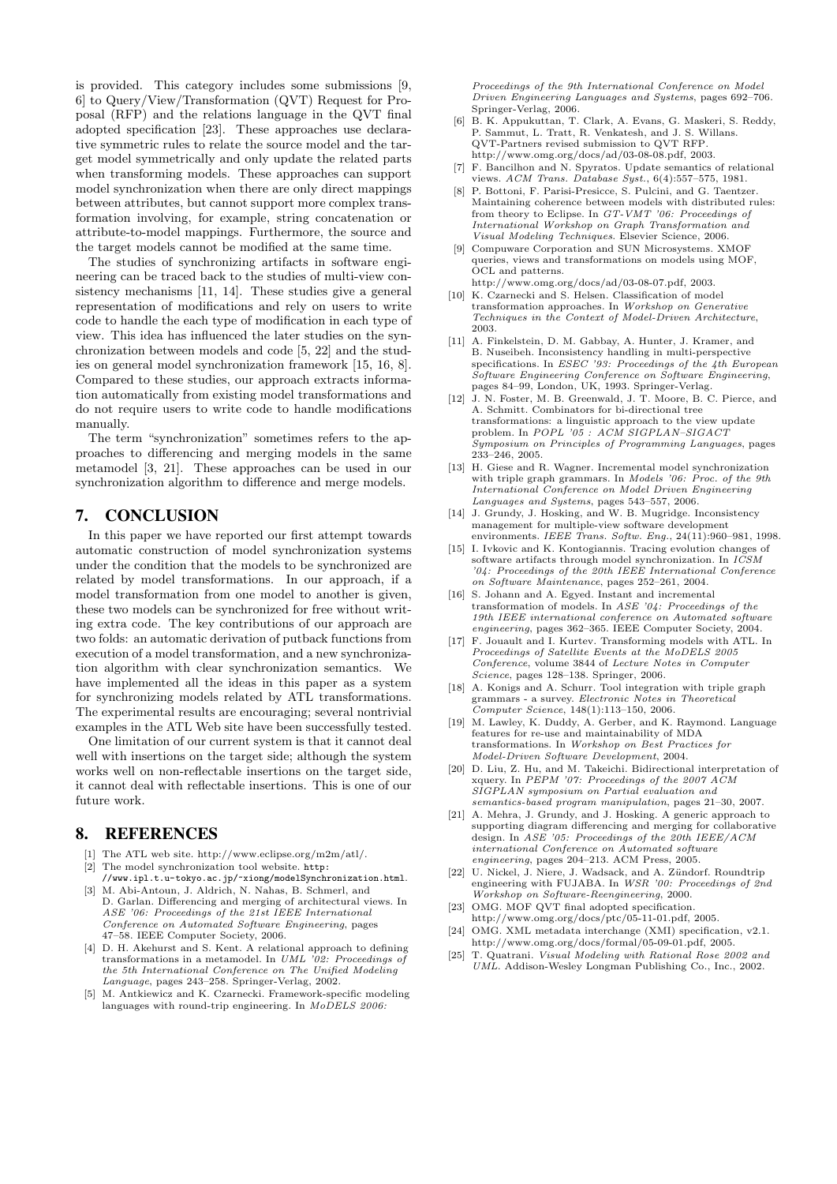is provided. This category includes some submissions [9, 6] to Query/View/Transformation (QVT) Request for Proposal (RFP) and the relations language in the QVT final adopted specification [23]. These approaches use declarative symmetric rules to relate the source model and the target model symmetrically and only update the related parts when transforming models. These approaches can support model synchronization when there are only direct mappings between attributes, but cannot support more complex transformation involving, for example, string concatenation or attribute-to-model mappings. Furthermore, the source and the target models cannot be modified at the same time.

The studies of synchronizing artifacts in software engineering can be traced back to the studies of multi-view consistency mechanisms [11, 14]. These studies give a general representation of modifications and rely on users to write code to handle the each type of modification in each type of view. This idea has influenced the later studies on the synchronization between models and code [5, 22] and the studies on general model synchronization framework [15, 16, 8]. Compared to these studies, our approach extracts information automatically from existing model transformations and do not require users to write code to handle modifications manually.

The term "synchronization" sometimes refers to the approaches to differencing and merging models in the same metamodel [3, 21]. These approaches can be used in our synchronization algorithm to difference and merge models.

## 7. CONCLUSION

In this paper we have reported our first attempt towards automatic construction of model synchronization systems under the condition that the models to be synchronized are related by model transformations. In our approach, if a model transformation from one model to another is given, these two models can be synchronized for free without writing extra code. The key contributions of our approach are two folds: an automatic derivation of putback functions from execution of a model transformation, and a new synchronization algorithm with clear synchronization semantics. We have implemented all the ideas in this paper as a system for synchronizing models related by ATL transformations. The experimental results are encouraging; several nontrivial examples in the ATL Web site have been successfully tested.

One limitation of our current system is that it cannot deal well with insertions on the target side; although the system works well on non-reflectable insertions on the target side, it cannot deal with reflectable insertions. This is one of our future work.

## 8. REFERENCES

[1] The ATL web site. http://www.eclipse.org/m2m/atl/.

[2] The model synchronization tool website. http://www.ipl.t.u-tokyo.ac.jp/~xiong/modelSynchronization.html.

[3] M. Abi-Antoun, J. Aldrich, N. Nahas, B. Schmerl, and D. Garlan. Differencing and merging of architectural views. In *ASE '06: Proceedings of the 21st IEEE International Conference on Automated Software Engineering*, pages 47–58. IEEE Computer Society, 2006.

[4] D. H. Akehurst and S. Kent. A relational approach to defining transformations in a metamodel. In *UML '02: Proceedings of the 5th International Conference on The Unified Modeling Language*, pages 243–258. Springer-Verlag, 2002.

[5] M. Antkiewicz and K. Czarnecki. Framework-specific modeling languages with round-trip engineering. In *MoDELS 2006: Proceedings of the 9th International Conference on Model Driven Engineering Languages and Systems*, pages 692–706. Springer-Verlag, 2006.

[6] B. K. Appukuttan, T. Clark, A. Evans, G. Maskeri, S. Reddy, P. Sammut, L. Tratt, R. Venkatesh, and J. S. Willans. QVT-Partners revised submission to QVT RFP. http://www.omg.org/docs/ad/03-08-08.pdf, 2003.

[7] F. Bancilhon and N. Spyratos. Update semantics of relational views. *ACM Trans. Database Syst.*, 6(4):557–575, 1981.

[8] P. Bottoni, F. Parisi-Presicce, S. Pulcini, and G. Taentzer. Maintaining coherence between models with distributed rules: from theory to Eclipse. In *GT-VMT '06: Proceedings of International Workshop on Graph Transformation and Visual Modeling Techniques*. Elsevier Science, 2006.

[9] Compuware Corporation and SUN Microsystems. XMOF queries, views and transformations on models using MOF, OCL and patterns. http://www.omg.org/docs/ad/03-08-07.pdf, 2003.

[10] K. Czarnecki and S. Helsen. Classification of model transformation approaches. In *Workshop on Generative Techniques in the Context of Model-Driven Architecture*, 2003.

[11] A. Finkelstein, D. M. Gabbay, A. Hunter, J. Kramer, and B. Nuseibeh. Inconsistency handling in multi-perspective specifications. In *ESEC '93: Proceedings of the 4th European Software Engineering Conference on Software Engineering*, pages 84–99, London, UK, 1993. Springer-Verlag.

[12] J. N. Foster, M. B. Greenwald, J. T. Moore, B. C. Pierce, and A. Schmitt. Combinators for bi-directional tree transformations: a linguistic approach to the view update problem. In *POPL '05 : ACM SIGPLAN–SIGACT Symposium on Principles of Programming Languages*, pages 233–246, 2005.

[13] H. Giese and R. Wagner. Incremental model synchronization with triple graph grammars. In *Models '06: Proc. of the 9th International Conference on Model Driven Engineering Languages and Systems*, pages 543–557, 2006.

[14] J. Grundy, J. Hosking, and W. B. Mugridge. Inconsistency management for multiple-view software development environments. *IEEE Trans. Softw. Eng.*, 24(11):960–981, 1998.

[15] I. Ivkovic and K. Kontogiannis. Tracing evolution changes of software artifacts through model synchronization. In *ICSM '04: Proceedings of the 20th IEEE International Conference on Software Maintenance*, pages 252–261, 2004.

[16] S. Johann and A. Egyed. Instant and incremental transformation of models. In *ASE '04: Proceedings of the 19th IEEE international conference on Automated software engineering*, pages 362–365. IEEE Computer Society, 2004.

[17] F. Jouault and I. Kurtev. Transforming models with ATL. In *Proceedings of Satellite Events at the MoDELS 2005 Conference*, volume 3844 of *Lecture Notes in Computer Science*, pages 128–138. Springer, 2006.

[18] A. Konigs and A. Schurr. Tool integration with triple graph grammars - a survey. *Electronic Notes in Theoretical Computer Science*, 148(1):113–150, 2006.

[19] M. Lawley, K. Duddy, A. Gerber, and K. Raymond. Language features for re-use and maintainability of MDA transformations. In *Workshop on Best Practices for Model-Driven Software Development*, 2004.

[20] D. Liu, Z. Hu, and M. Takeichi. Bidirectional interpretation of xquery. In *PEPM '07: Proceedings of the 2007 ACM SIGPLAN symposium on Partial evaluation and semantics-based program manipulation*, pages 21–30, 2007.

[21] A. Mehra, J. Grundy, and J. Hosking. A generic approach to supporting diagram differencing and merging for collaborative design. In *ASE '05: Proceedings of the 20th IEEE/ACM international Conference on Automated software engineering*, pages 204–213. ACM Press, 2005.

[22] U. Nickel, J. Niere, J. Wadsack, and A. Zündorf. Roundtrip engineering with FUJABA. In *WSR '00: Proceedings of 2nd Workshop on Software-Reengineering*, 2000.

[23] OMG. MOF QVT final adopted specification. http://www.omg.org/docs/ptc/05-11-01.pdf, 2005.

[24] OMG. XML metadata interchange (XMI) specification, v2.1. http://www.omg.org/docs/formal/05-09-01.pdf, 2005.

[25] T. Quatrani. *Visual Modeling with Rational Rose 2002 and UML*. Addison-Wesley Longman Publishing Co., Inc., 2002.